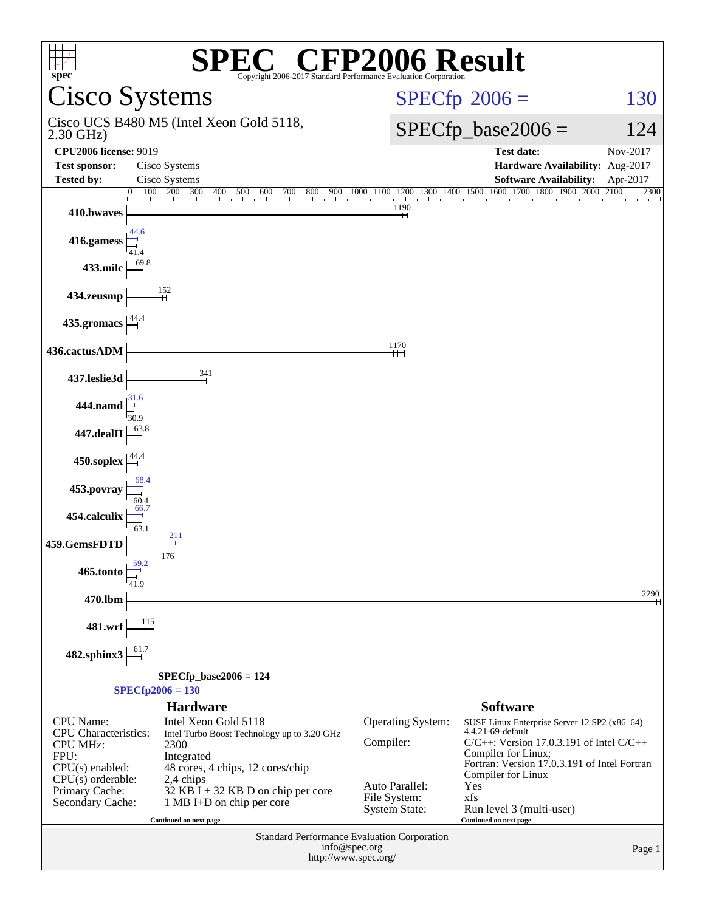# SPEC CFP2006 Result

Copyright 2006-2017 Standard Performance Evaluation Corporation

## Cisco Systems

Cisco UCS B480 M5 (Intel Xeon Gold 5118, 2.30 GHz)

**SPECfp 2006 = 130**

**SPECfp_base2006 = 124**

| | | | |
|---|---|---|---|
| **CPU2006 license:** 9019 | | **Test date:** | Nov-2017 |
| **Test sponsor:** | Cisco Systems | **Hardware Availability:** | Aug-2017 |
| **Tested by:** | Cisco Systems | **Software Availability:** | Apr-2017 |

| Benchmark | Peak | Base |
|---|---|---|
| 410.bwaves | 1190 | |
| 416.gamess | 44.6 | 41.4 |
| 433.milc | 69.8 | |
| 434.zeusmp | 152 | |
| 435.gromacs | 44.4 | |
| 436.cactusADM | 1170 | |
| 437.leslie3d | 341 | |
| 444.namd | 31.6 | 30.9 |
| 447.dealII | 63.8 | |
| 450.soplex | 44.4 | |
| 453.povray | 68.4 | 60.4 |
| 454.calculix | 66.7 | 63.1 |
| 459.GemsFDTD | 211 | 176 |
| 465.tonto | 59.2 | 41.9 |
| 470.lbm | 2290 | |
| 481.wrf | 115 | |
| 482.sphinx3 | 61.7 | |

SPECfp_base2006 = 124

SPECfp2006 = 130

## Hardware

| | |
|---|---|
| CPU Name: | Intel Xeon Gold 5118 |
| CPU Characteristics: | Intel Turbo Boost Technology up to 3.20 GHz |
| CPU MHz: | 2300 |
| FPU: | Integrated |
| CPU(s) enabled: | 48 cores, 4 chips, 12 cores/chip |
| CPU(s) orderable: | 2,4 chips |
| Primary Cache: | 32 KB I + 32 KB D on chip per core |
| Secondary Cache: | 1 MB I+D on chip per core |

Continued on next page

## Software

| | |
|---|---|
| Operating System: | SUSE Linux Enterprise Server 12 SP2 (x86_64) 4.4.21-69-default |
| Compiler: | C/C++: Version 17.0.3.191 of Intel C/C++ Compiler for Linux; Fortran: Version 17.0.3.191 of Intel Fortran Compiler for Linux |
| Auto Parallel: | Yes |
| File System: | xfs |
| System State: | Run level 3 (multi-user) |

Continued on next page

Standard Performance Evaluation Corporation
info@spec.org
http://www.spec.org/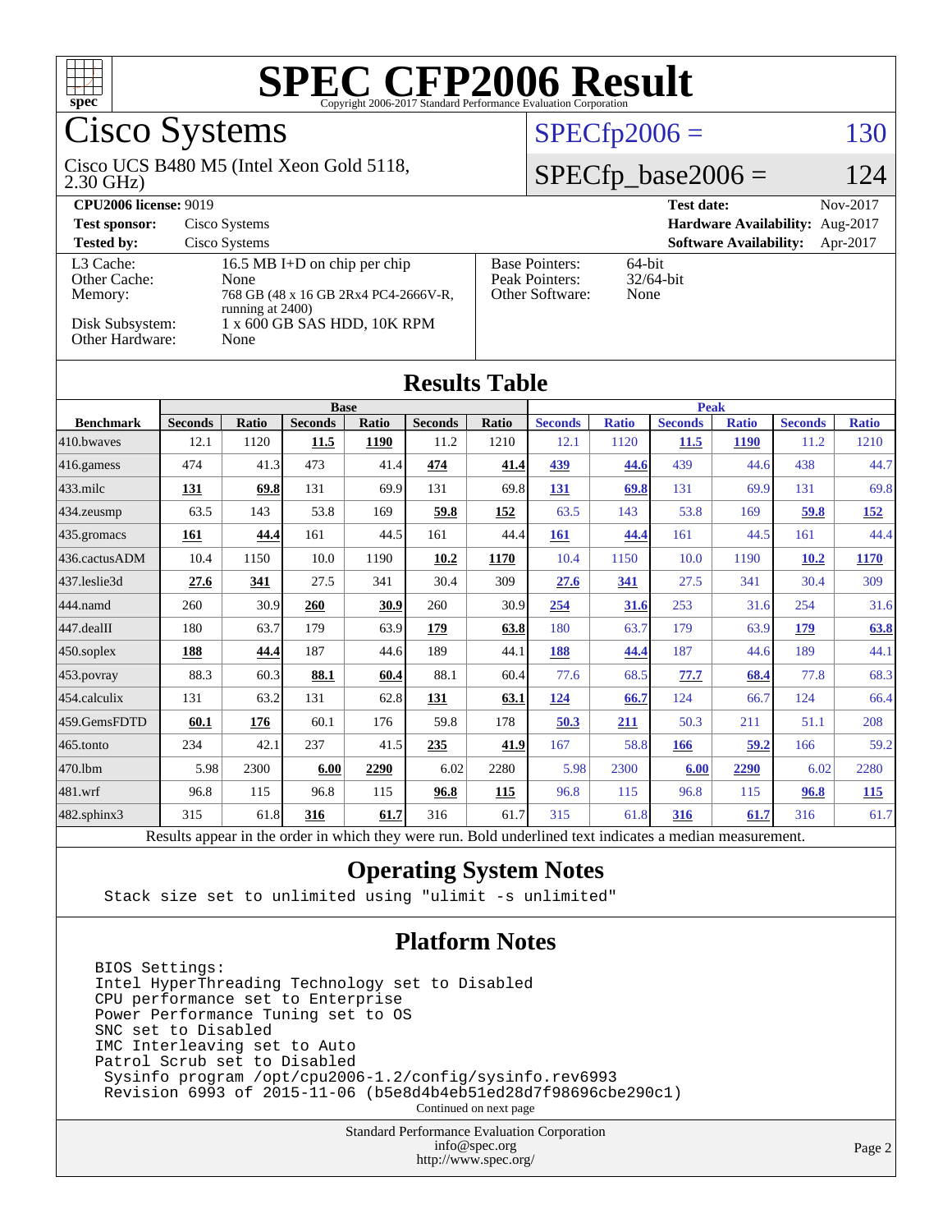# SPEC CFP2006 Result

Copyright 2006-2017 Standard Performance Evaluation Corporation

## Cisco Systems

Cisco UCS B480 M5 (Intel Xeon Gold 5118, 2.30 GHz)

SPECfp2006 = 130

SPECfp_base2006 = 124

**CPU2006 license:** 9019  
**Test sponsor:** Cisco Systems  
**Tested by:** Cisco Systems

**Test date:** Nov-2017  
**Hardware Availability:** Aug-2017  
**Software Availability:** Apr-2017

| | |
|---|---|
| L3 Cache: | 16.5 MB I+D on chip per chip |
| Other Cache: | None |
| Memory: | 768 GB (48 x 16 GB 2Rx4 PC4-2666V-R, running at 2400) |
| Disk Subsystem: | 1 x 600 GB SAS HDD, 10K RPM |
| Other Hardware: | None |

| | |
|---|---|
| Base Pointers: | 64-bit |
| Peak Pointers: | 32/64-bit |
| Other Software: | None |

## Results Table

| | Base | | | | | | Peak | | | | | |
|---|---|---|---|---|---|---|---|---|---|---|---|---|
| **Benchmark** | **Seconds** | **Ratio** | **Seconds** | **Ratio** | **Seconds** | **Ratio** | **Seconds** | **Ratio** | **Seconds** | **Ratio** | **Seconds** | **Ratio** |
| 410.bwaves | 12.1 | 1120 | **11.5** | **1190** | 11.2 | 1210 | 12.1 | 1120 | **11.5** | **1190** | 11.2 | 1210 |
| 416.gamess | 474 | 41.3 | 473 | 41.4 | **474** | **41.4** | **439** | **44.6** | 439 | 44.6 | 438 | 44.7 |
| 433.milc | **131** | **69.8** | 131 | 69.9 | 131 | 69.8 | **131** | **69.8** | 131 | 69.9 | 131 | 69.8 |
| 434.zeusmp | 63.5 | 143 | 53.8 | 169 | **59.8** | **152** | 63.5 | 143 | 53.8 | 169 | **59.8** | **152** |
| 435.gromacs | **161** | **44.4** | 161 | 44.5 | 161 | 44.4 | **161** | **44.4** | 161 | 44.5 | 161 | 44.4 |
| 436.cactusADM | 10.4 | 1150 | 10.0 | 1190 | **10.2** | **1170** | 10.4 | 1150 | 10.0 | 1190 | **10.2** | **1170** |
| 437.leslie3d | **27.6** | **341** | 27.5 | 341 | 30.4 | 309 | **27.6** | **341** | 27.5 | 341 | 30.4 | 309 |
| 444.namd | 260 | 30.9 | **260** | **30.9** | 260 | 30.9 | **254** | **31.6** | 253 | 31.6 | 254 | 31.6 |
| 447.dealII | 180 | 63.7 | 179 | 63.9 | **179** | **63.8** | 180 | 63.7 | 179 | 63.9 | **179** | **63.8** |
| 450.soplex | **188** | **44.4** | 187 | 44.6 | 189 | 44.1 | **188** | **44.4** | 187 | 44.6 | 189 | 44.1 |
| 453.povray | 88.3 | 60.3 | **88.1** | **60.4** | 88.1 | 60.4 | 77.6 | 68.5 | **77.7** | **68.4** | 77.8 | 68.3 |
| 454.calculix | 131 | 63.2 | 131 | 62.8 | **131** | **63.1** | **124** | **66.7** | 124 | 66.7 | 124 | 66.4 |
| 459.GemsFDTD | **60.1** | **176** | 60.1 | 176 | 59.8 | 178 | **50.3** | **211** | 50.3 | 211 | 51.1 | 208 |
| 465.tonto | 234 | 42.1 | 237 | 41.5 | **235** | **41.9** | 167 | 58.8 | **166** | **59.2** | 166 | 59.2 |
| 470.lbm | 5.98 | 2300 | **6.00** | **2290** | 6.02 | 2280 | 5.98 | 2300 | **6.00** | **2290** | 6.02 | 2280 |
| 481.wrf | 96.8 | 115 | 96.8 | 115 | **96.8** | **115** | 96.8 | 115 | 96.8 | 115 | **96.8** | **115** |
| 482.sphinx3 | 315 | 61.8 | **316** | **61.7** | 316 | 61.7 | 315 | 61.8 | **316** | **61.7** | 316 | 61.7 |

Results appear in the order in which they were run. Bold underlined text indicates a median measurement.

## Operating System Notes

```
Stack size set to unlimited using "ulimit -s unlimited"
```

## Platform Notes

```
BIOS Settings:
Intel HyperThreading Technology set to Disabled
CPU performance set to Enterprise
Power Performance Tuning set to OS
SNC set to Disabled
IMC Interleaving set to Auto
Patrol Scrub set to Disabled
 Sysinfo program /opt/cpu2006-1.2/config/sysinfo.rev6993
 Revision 6993 of 2015-11-06 (b5e8d4b4eb51ed28d7f98696cbe290c1)
```

Continued on next page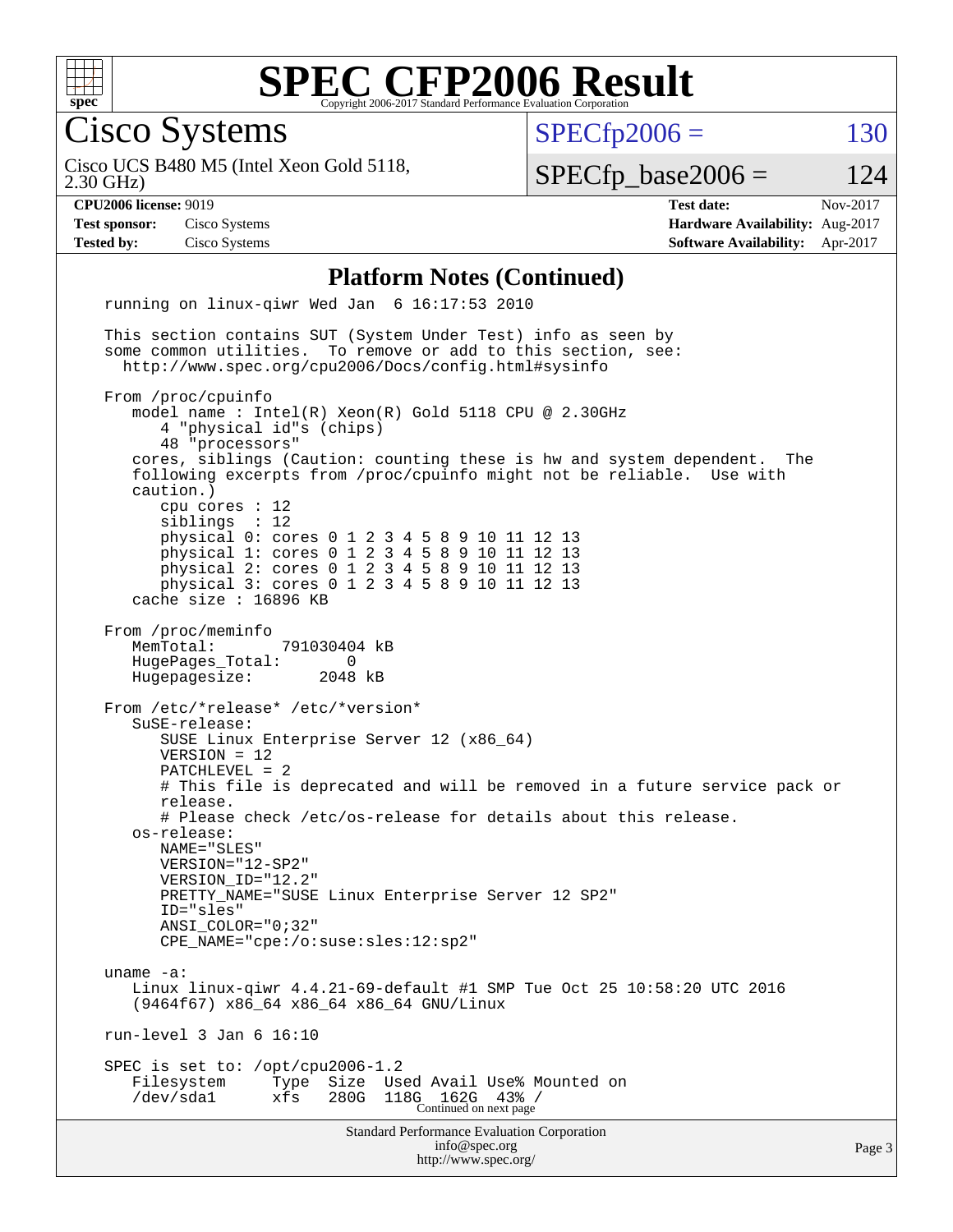# SPEC CFP2006 Result

Copyright 2006-2017 Standard Performance Evaluation Corporation

## Cisco Systems

Cisco UCS B480 M5 (Intel Xeon Gold 5118, 2.30 GHz)

SPECfp2006 = 130

SPECfp_base2006 = 124

| | | | |
|---|---|---|---|
| **CPU2006 license:** 9019 | | **Test date:** | Nov-2017 |
| **Test sponsor:** | Cisco Systems | **Hardware Availability:** | Aug-2017 |
| **Tested by:** | Cisco Systems | **Software Availability:** | Apr-2017 |

### Platform Notes (Continued)

```
running on linux-qiwr Wed Jan  6 16:17:53 2010

This section contains SUT (System Under Test) info as seen by
some common utilities.  To remove or add to this section, see:
  http://www.spec.org/cpu2006/Docs/config.html#sysinfo

From /proc/cpuinfo
   model name : Intel(R) Xeon(R) Gold 5118 CPU @ 2.30GHz
      4 "physical id"s (chips)
      48 "processors"
   cores, siblings (Caution: counting these is hw and system dependent.  The
   following excerpts from /proc/cpuinfo might not be reliable.  Use with
   caution.)
      cpu cores : 12
      siblings  : 12
      physical 0: cores 0 1 2 3 4 5 8 9 10 11 12 13
      physical 1: cores 0 1 2 3 4 5 8 9 10 11 12 13
      physical 2: cores 0 1 2 3 4 5 8 9 10 11 12 13
      physical 3: cores 0 1 2 3 4 5 8 9 10 11 12 13
   cache size : 16896 KB

From /proc/meminfo
   MemTotal:       791030404 kB
   HugePages_Total:       0
   Hugepagesize:       2048 kB

From /etc/*release* /etc/*version*
   SuSE-release:
      SUSE Linux Enterprise Server 12 (x86_64)
      VERSION = 12
      PATCHLEVEL = 2
      # This file is deprecated and will be removed in a future service pack or
      release.
      # Please check /etc/os-release for details about this release.
   os-release:
      NAME="SLES"
      VERSION="12-SP2"
      VERSION_ID="12.2"
      PRETTY_NAME="SUSE Linux Enterprise Server 12 SP2"
      ID="sles"
      ANSI_COLOR="0;32"
      CPE_NAME="cpe:/o:suse:sles:12:sp2"

uname -a:
   Linux linux-qiwr 4.4.21-69-default #1 SMP Tue Oct 25 10:58:20 UTC 2016
   (9464f67) x86_64 x86_64 x86_64 GNU/Linux

run-level 3 Jan 6 16:10

SPEC is set to: /opt/cpu2006-1.2
   Filesystem     Type  Size  Used Avail Use% Mounted on
   /dev/sda1      xfs   280G  118G  162G  43% /
```

Continued on next page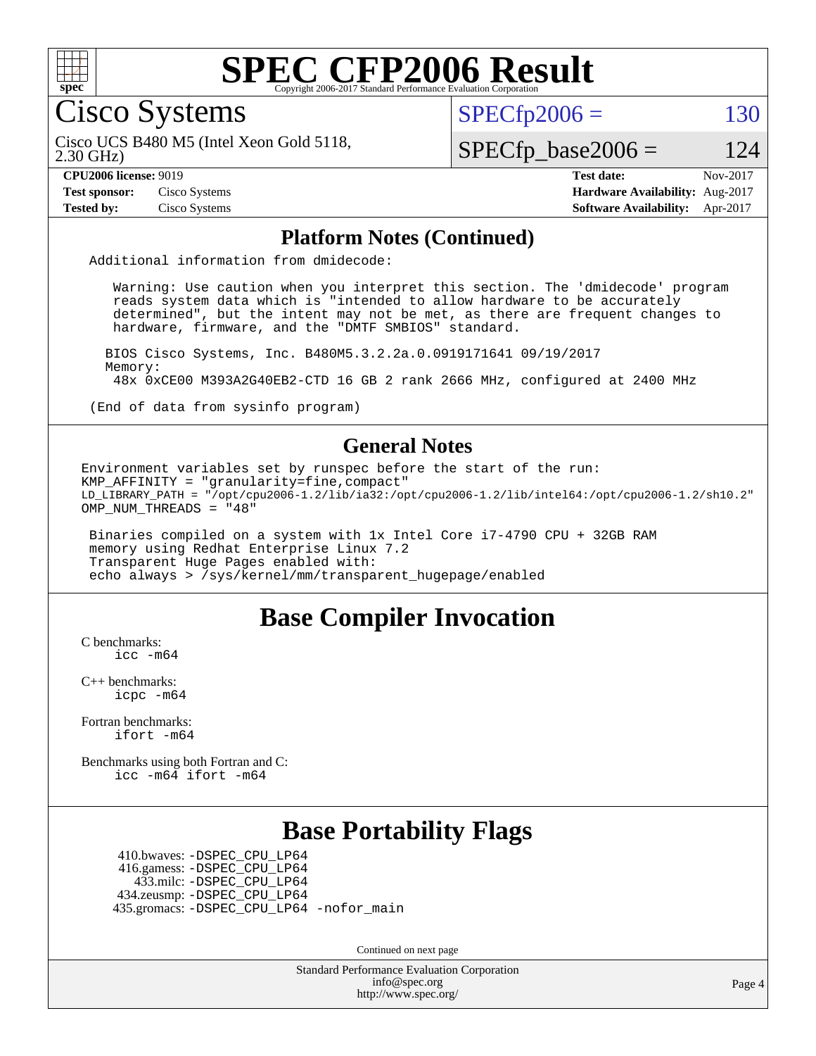# SPEC CFP2006 Result

Copyright 2006-2017 Standard Performance Evaluation Corporation

## Cisco Systems

Cisco UCS B480 M5 (Intel Xeon Gold 5118, 2.30 GHz)

SPECfp2006 = 130

SPECfp_base2006 = 124

| | | | |
|---|---|---|---|
| **CPU2006 license:** 9019 | | **Test date:** | Nov-2017 |
| **Test sponsor:** | Cisco Systems | **Hardware Availability:** | Aug-2017 |
| **Tested by:** | Cisco Systems | **Software Availability:** | Apr-2017 |

### Platform Notes (Continued)

```
Additional information from dmidecode:

   Warning: Use caution when you interpret this section. The 'dmidecode' program
   reads system data which is "intended to allow hardware to be accurately
   determined", but the intent may not be met, as there are frequent changes to
   hardware, firmware, and the "DMTF SMBIOS" standard.

  BIOS Cisco Systems, Inc. B480M5.3.2.2a.0.0919171641 09/19/2017
  Memory:
   48x 0xCE00 M393A2G40EB2-CTD 16 GB 2 rank 2666 MHz, configured at 2400 MHz

(End of data from sysinfo program)
```

### General Notes

```
Environment variables set by runspec before the start of the run:
KMP_AFFINITY = "granularity=fine,compact"
LD_LIBRARY_PATH = "/opt/cpu2006-1.2/lib/ia32:/opt/cpu2006-1.2/lib/intel64:/opt/cpu2006-1.2/sh10.2"
OMP_NUM_THREADS = "48"

 Binaries compiled on a system with 1x Intel Core i7-4790 CPU + 32GB RAM
 memory using Redhat Enterprise Linux 7.2
 Transparent Huge Pages enabled with:
 echo always > /sys/kernel/mm/transparent_hugepage/enabled
```

## Base Compiler Invocation

C benchmarks:
    icc -m64

C++ benchmarks:
    icpc -m64

Fortran benchmarks:
    ifort -m64

Benchmarks using both Fortran and C:
    icc -m64 ifort -m64

## Base Portability Flags

410.bwaves: -DSPEC_CPU_LP64
416.gamess: -DSPEC_CPU_LP64
433.milc: -DSPEC_CPU_LP64
434.zeusmp: -DSPEC_CPU_LP64
435.gromacs: -DSPEC_CPU_LP64 -nofor_main

Continued on next page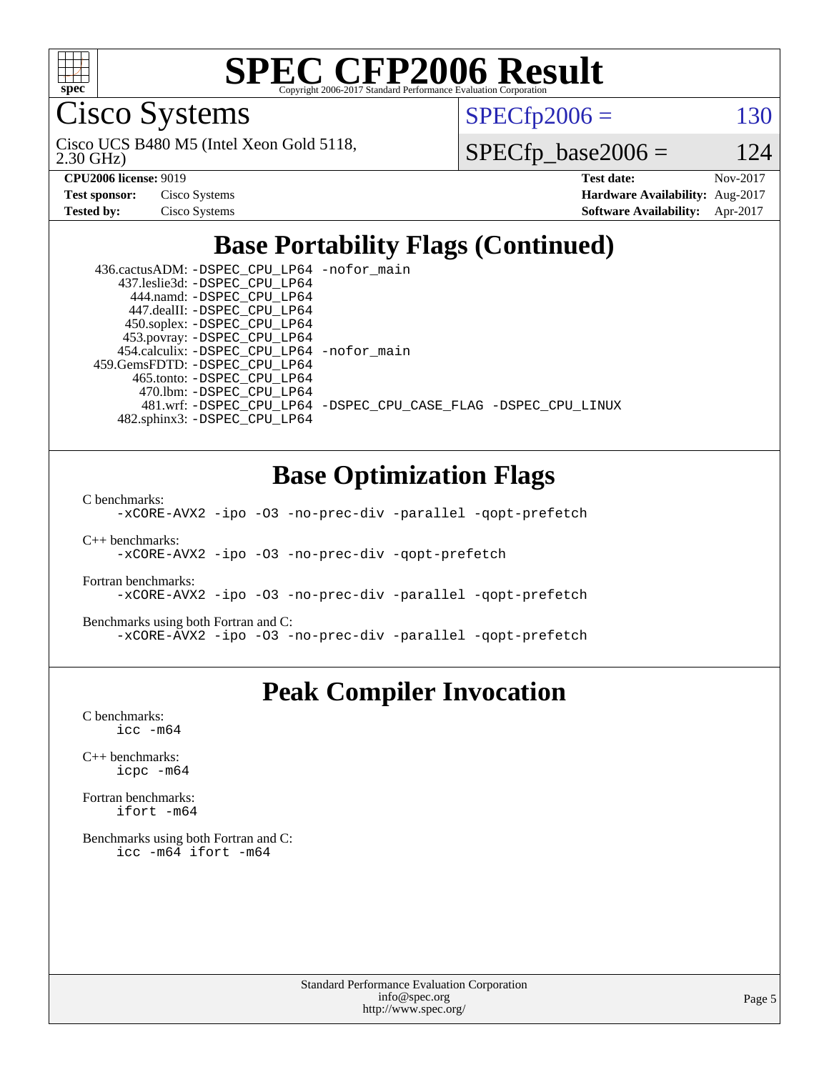# SPEC CFP2006 Result

Copyright 2006-2017 Standard Performance Evaluation Corporation

## Cisco Systems

Cisco UCS B480 M5 (Intel Xeon Gold 5118, 2.30 GHz)

SPECfp2006 = 130

SPECfp_base2006 = 124

| | | | |
|---|---|---|---|
| **CPU2006 license:** 9019 | | **Test date:** | Nov-2017 |
| **Test sponsor:** | Cisco Systems | **Hardware Availability:** | Aug-2017 |
| **Tested by:** | Cisco Systems | **Software Availability:** | Apr-2017 |

## Base Portability Flags (Continued)

```
 436.cactusADM: -DSPEC_CPU_LP64 -nofor_main
   437.leslie3d: -DSPEC_CPU_LP64
      444.namd: -DSPEC_CPU_LP64
    447.dealII: -DSPEC_CPU_LP64
    450.soplex: -DSPEC_CPU_LP64
    453.povray: -DSPEC_CPU_LP64
  454.calculix: -DSPEC_CPU_LP64 -nofor_main
 459.GemsFDTD: -DSPEC_CPU_LP64
     465.tonto: -DSPEC_CPU_LP64
       470.lbm: -DSPEC_CPU_LP64
       481.wrf: -DSPEC_CPU_LP64 -DSPEC_CPU_CASE_FLAG -DSPEC_CPU_LINUX
   482.sphinx3: -DSPEC_CPU_LP64
```

## Base Optimization Flags

C benchmarks:

```
-xCORE-AVX2 -ipo -O3 -no-prec-div -parallel -qopt-prefetch
```

C++ benchmarks:

```
-xCORE-AVX2 -ipo -O3 -no-prec-div -qopt-prefetch
```

Fortran benchmarks:

```
-xCORE-AVX2 -ipo -O3 -no-prec-div -parallel -qopt-prefetch
```

Benchmarks using both Fortran and C:

```
-xCORE-AVX2 -ipo -O3 -no-prec-div -parallel -qopt-prefetch
```

## Peak Compiler Invocation

C benchmarks:

```
icc -m64
```

C++ benchmarks:

```
icpc -m64
```

Fortran benchmarks:

```
ifort -m64
```

Benchmarks using both Fortran and C:

```
icc -m64 ifort -m64
```

Standard Performance Evaluation Corporation
info@spec.org
http://www.spec.org/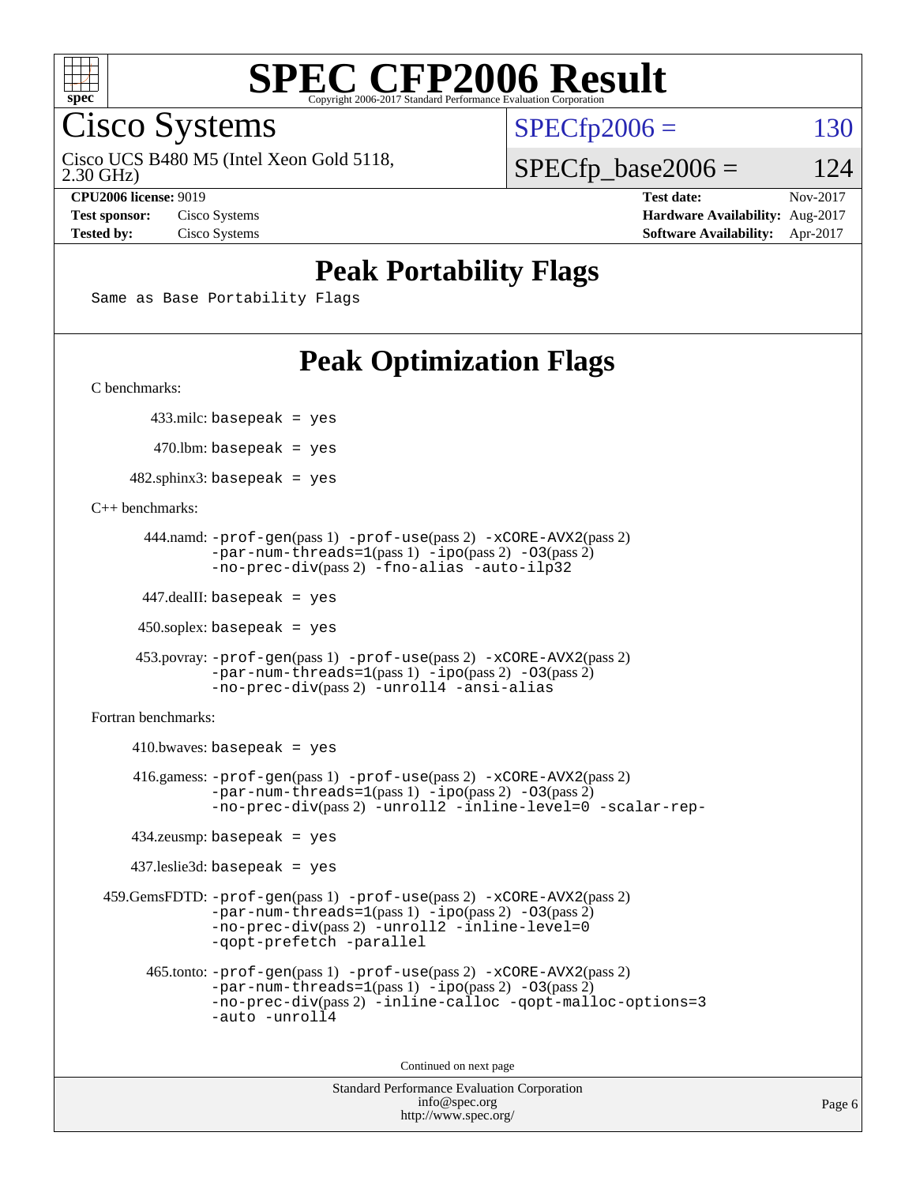# SPEC CFP2006 Result

Copyright 2006-2017 Standard Performance Evaluation Corporation

## Cisco Systems

Cisco UCS B480 M5 (Intel Xeon Gold 5118, 2.30 GHz)

SPECfp2006 = 130

SPECfp_base2006 = 124

**CPU2006 license:** 9019
**Test sponsor:** Cisco Systems
**Tested by:** Cisco Systems

**Test date:** Nov-2017
**Hardware Availability:** Aug-2017
**Software Availability:** Apr-2017

## Peak Portability Flags

Same as Base Portability Flags

## Peak Optimization Flags

C benchmarks:

433.milc: basepeak = yes

470.lbm: basepeak = yes

482.sphinx3: basepeak = yes

C++ benchmarks:

444.namd: -prof-gen(pass 1) -prof-use(pass 2) -xCORE-AVX2(pass 2) -par-num-threads=1(pass 1) -ipo(pass 2) -O3(pass 2) -no-prec-div(pass 2) -fno-alias -auto-ilp32

447.dealII: basepeak = yes

450.soplex: basepeak = yes

453.povray: -prof-gen(pass 1) -prof-use(pass 2) -xCORE-AVX2(pass 2) -par-num-threads=1(pass 1) -ipo(pass 2) -O3(pass 2) -no-prec-div(pass 2) -unroll4 -ansi-alias

Fortran benchmarks:

410.bwaves: basepeak = yes

416.gamess: -prof-gen(pass 1) -prof-use(pass 2) -xCORE-AVX2(pass 2) -par-num-threads=1(pass 1) -ipo(pass 2) -O3(pass 2) -no-prec-div(pass 2) -unroll2 -inline-level=0 -scalar-rep-

434.zeusmp: basepeak = yes

437.leslie3d: basepeak = yes

459.GemsFDTD: -prof-gen(pass 1) -prof-use(pass 2) -xCORE-AVX2(pass 2) -par-num-threads=1(pass 1) -ipo(pass 2) -O3(pass 2) -no-prec-div(pass 2) -unroll2 -inline-level=0 -qopt-prefetch -parallel

465.tonto: -prof-gen(pass 1) -prof-use(pass 2) -xCORE-AVX2(pass 2) -par-num-threads=1(pass 1) -ipo(pass 2) -O3(pass 2) -no-prec-div(pass 2) -inline-calloc -qopt-malloc-options=3 -auto -unroll4

Continued on next page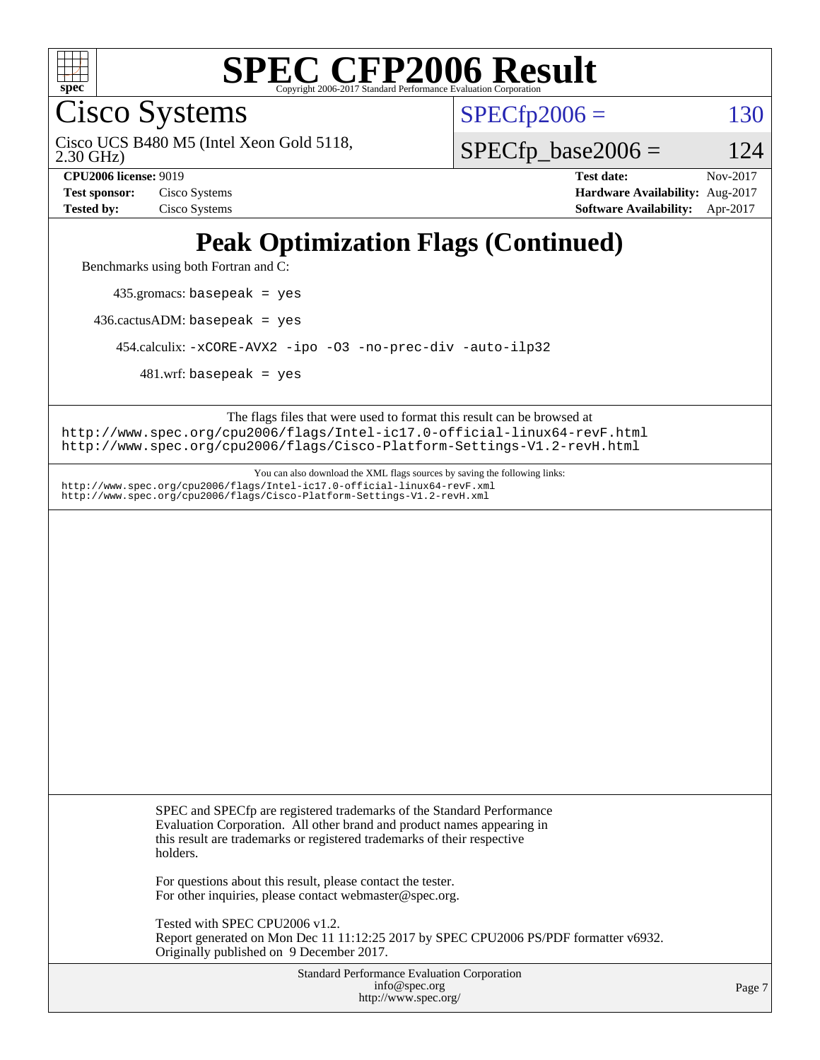# Peak Optimization Flags (Continued)

Benchmarks using both Fortran and C:

435.gromacs: `basepeak = yes`

436.cactusADM: `basepeak = yes`

454.calculix: `-xCORE-AVX2 -ipo -O3 -no-prec-div -auto-ilp32`

481.wrf: `basepeak = yes`

The flags files that were used to format this result can be browsed at
http://www.spec.org/cpu2006/flags/Intel-ic17.0-official-linux64-revF.html
http://www.spec.org/cpu2006/flags/Cisco-Platform-Settings-V1.2-revH.html

You can also download the XML flags sources by saving the following links:
http://www.spec.org/cpu2006/flags/Intel-ic17.0-official-linux64-revF.xml
http://www.spec.org/cpu2006/flags/Cisco-Platform-Settings-V1.2-revH.xml

SPEC and SPECfp are registered trademarks of the Standard Performance Evaluation Corporation. All other brand and product names appearing in this result are trademarks or registered trademarks of their respective holders.

For questions about this result, please contact the tester.
For other inquiries, please contact webmaster@spec.org.

Tested with SPEC CPU2006 v1.2.
Report generated on Mon Dec 11 11:12:25 2017 by SPEC CPU2006 PS/PDF formatter v6932.
Originally published on 9 December 2017.